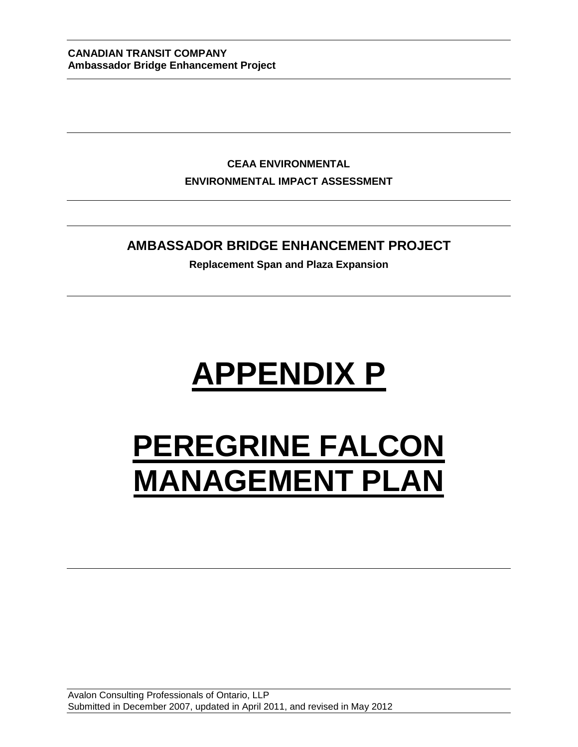**CANADIAN TRANSIT COMPANY**
**Ambassador Bridge Enhancement Project**

**CEAA ENVIRONMENTAL**

**ENVIRONMENTAL IMPACT ASSESSMENT**

## AMBASSADOR BRIDGE ENHANCEMENT PROJECT

**Replacement Span and Plaza Expansion**

# APPENDIX P

# PEREGRINE FALCON MANAGEMENT PLAN

Avalon Consulting Professionals of Ontario, LLP
Submitted in December 2007, updated in April 2011, and revised in May 2012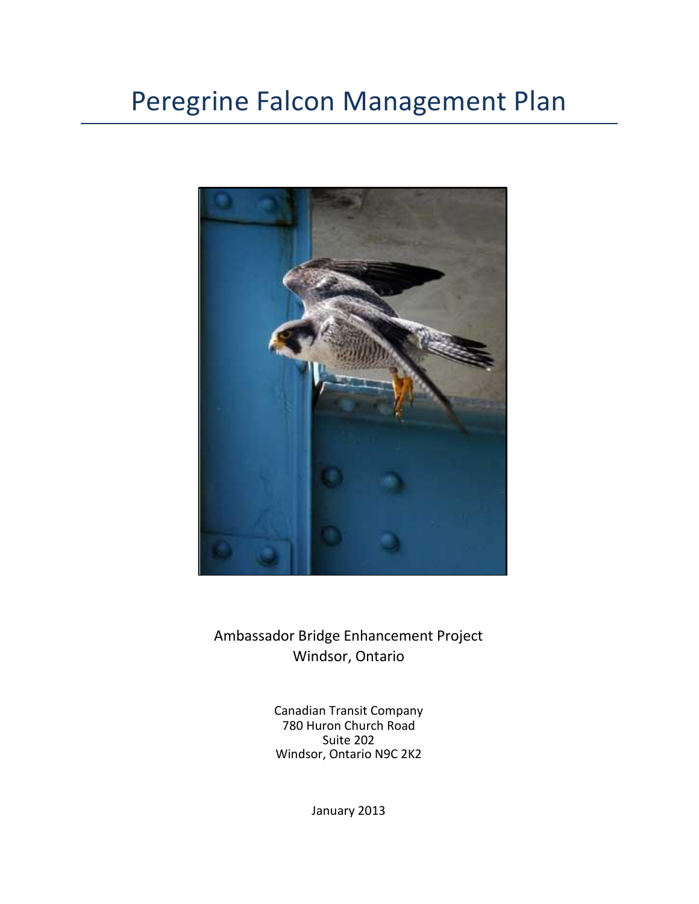# Peregrine Falcon Management Plan

Ambassador Bridge Enhancement Project
Windsor, Ontario

Canadian Transit Company
780 Huron Church Road
Suite 202
Windsor, Ontario N9C 2K2

January 2013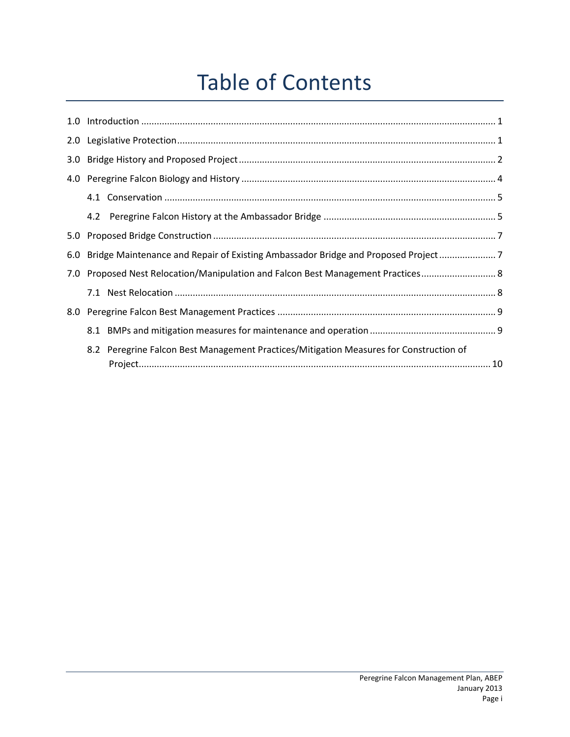# Table of Contents

1.0 Introduction ........................................................................................................................ 1

2.0 Legislative Protection.......................................................................................................... 1

3.0 Bridge History and Proposed Project .................................................................................. 2

4.0 Peregrine Falcon Biology and History ................................................................................. 4

- 4.1 Conservation ................................................................................................................ 5
- 4.2 Peregrine Falcon History at the Ambassador Bridge .................................................... 5

5.0 Proposed Bridge Construction ............................................................................................ 7

6.0 Bridge Maintenance and Repair of Existing Ambassador Bridge and Proposed Project ...................... 7

7.0 Proposed Nest Relocation/Manipulation and Falcon Best Management Practices............................ 8

- 7.1 Nest Relocation ............................................................................................................ 8

8.0 Peregrine Falcon Best Management Practices .................................................................... 9

- 8.1 BMPs and mitigation measures for maintenance and operation ................................................ 9
- 8.2 Peregrine Falcon Best Management Practices/Mitigation Measures for Construction of Project....................................................................................................................... 10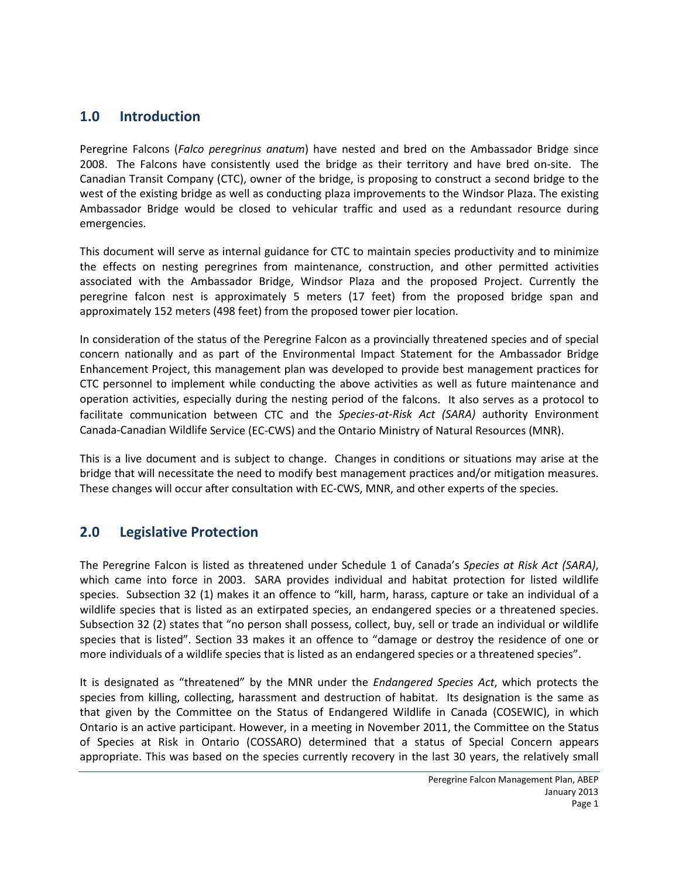## 1.0 Introduction

Peregrine Falcons (*Falco peregrinus anatum*) have nested and bred on the Ambassador Bridge since 2008. The Falcons have consistently used the bridge as their territory and have bred on-site. The Canadian Transit Company (CTC), owner of the bridge, is proposing to construct a second bridge to the west of the existing bridge as well as conducting plaza improvements to the Windsor Plaza. The existing Ambassador Bridge would be closed to vehicular traffic and used as a redundant resource during emergencies.

This document will serve as internal guidance for CTC to maintain species productivity and to minimize the effects on nesting peregrines from maintenance, construction, and other permitted activities associated with the Ambassador Bridge, Windsor Plaza and the proposed Project. Currently the peregrine falcon nest is approximately 5 meters (17 feet) from the proposed bridge span and approximately 152 meters (498 feet) from the proposed tower pier location.

In consideration of the status of the Peregrine Falcon as a provincially threatened species and of special concern nationally and as part of the Environmental Impact Statement for the Ambassador Bridge Enhancement Project, this management plan was developed to provide best management practices for CTC personnel to implement while conducting the above activities as well as future maintenance and operation activities, especially during the nesting period of the falcons. It also serves as a protocol to facilitate communication between CTC and the *Species-at-Risk Act (SARA)* authority Environment Canada-Canadian Wildlife Service (EC-CWS) and the Ontario Ministry of Natural Resources (MNR).

This is a live document and is subject to change. Changes in conditions or situations may arise at the bridge that will necessitate the need to modify best management practices and/or mitigation measures. These changes will occur after consultation with EC-CWS, MNR, and other experts of the species.

## 2.0 Legislative Protection

The Peregrine Falcon is listed as threatened under Schedule 1 of Canada's *Species at Risk Act (SARA)*, which came into force in 2003. SARA provides individual and habitat protection for listed wildlife species. Subsection 32 (1) makes it an offence to "kill, harm, harass, capture or take an individual of a wildlife species that is listed as an extirpated species, an endangered species or a threatened species. Subsection 32 (2) states that "no person shall possess, collect, buy, sell or trade an individual or wildlife species that is listed". Section 33 makes it an offence to "damage or destroy the residence of one or more individuals of a wildlife species that is listed as an endangered species or a threatened species".

It is designated as "threatened" by the MNR under the *Endangered Species Act*, which protects the species from killing, collecting, harassment and destruction of habitat. Its designation is the same as that given by the Committee on the Status of Endangered Wildlife in Canada (COSEWIC), in which Ontario is an active participant. However, in a meeting in November 2011, the Committee on the Status of Species at Risk in Ontario (COSSARO) determined that a status of Special Concern appears appropriate. This was based on the species currently recovery in the last 30 years, the relatively small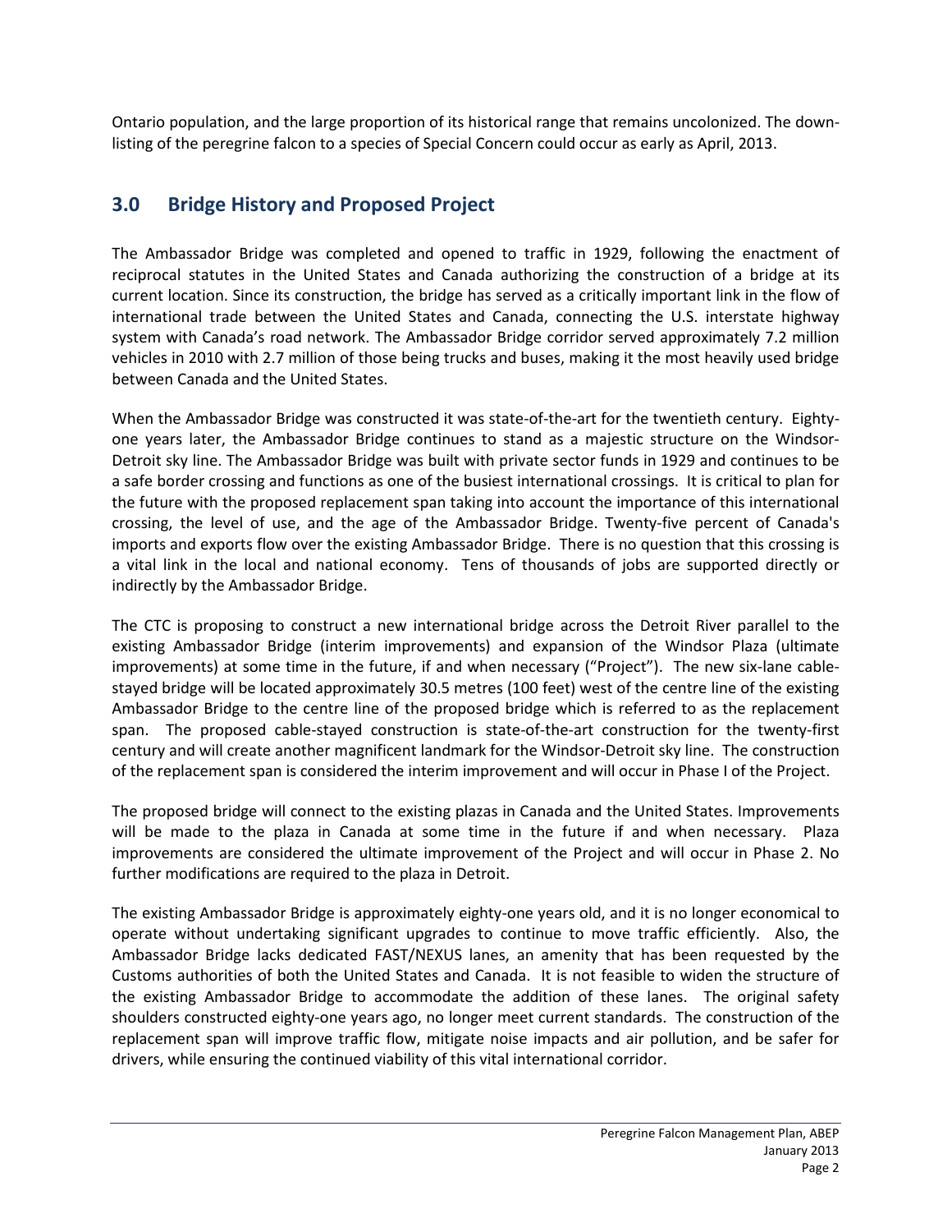Ontario population, and the large proportion of its historical range that remains uncolonized. The down-listing of the peregrine falcon to a species of Special Concern could occur as early as April, 2013.

## 3.0 Bridge History and Proposed Project

The Ambassador Bridge was completed and opened to traffic in 1929, following the enactment of reciprocal statutes in the United States and Canada authorizing the construction of a bridge at its current location. Since its construction, the bridge has served as a critically important link in the flow of international trade between the United States and Canada, connecting the U.S. interstate highway system with Canada's road network. The Ambassador Bridge corridor served approximately 7.2 million vehicles in 2010 with 2.7 million of those being trucks and buses, making it the most heavily used bridge between Canada and the United States.

When the Ambassador Bridge was constructed it was state-of-the-art for the twentieth century. Eighty-one years later, the Ambassador Bridge continues to stand as a majestic structure on the Windsor-Detroit sky line. The Ambassador Bridge was built with private sector funds in 1929 and continues to be a safe border crossing and functions as one of the busiest international crossings. It is critical to plan for the future with the proposed replacement span taking into account the importance of this international crossing, the level of use, and the age of the Ambassador Bridge. Twenty-five percent of Canada's imports and exports flow over the existing Ambassador Bridge. There is no question that this crossing is a vital link in the local and national economy. Tens of thousands of jobs are supported directly or indirectly by the Ambassador Bridge.

The CTC is proposing to construct a new international bridge across the Detroit River parallel to the existing Ambassador Bridge (interim improvements) and expansion of the Windsor Plaza (ultimate improvements) at some time in the future, if and when necessary ("Project"). The new six-lane cable-stayed bridge will be located approximately 30.5 metres (100 feet) west of the centre line of the existing Ambassador Bridge to the centre line of the proposed bridge which is referred to as the replacement span. The proposed cable-stayed construction is state-of-the-art construction for the twenty-first century and will create another magnificent landmark for the Windsor-Detroit sky line. The construction of the replacement span is considered the interim improvement and will occur in Phase I of the Project.

The proposed bridge will connect to the existing plazas in Canada and the United States. Improvements will be made to the plaza in Canada at some time in the future if and when necessary. Plaza improvements are considered the ultimate improvement of the Project and will occur in Phase 2. No further modifications are required to the plaza in Detroit.

The existing Ambassador Bridge is approximately eighty-one years old, and it is no longer economical to operate without undertaking significant upgrades to continue to move traffic efficiently. Also, the Ambassador Bridge lacks dedicated FAST/NEXUS lanes, an amenity that has been requested by the Customs authorities of both the United States and Canada. It is not feasible to widen the structure of the existing Ambassador Bridge to accommodate the addition of these lanes. The original safety shoulders constructed eighty-one years ago, no longer meet current standards. The construction of the replacement span will improve traffic flow, mitigate noise impacts and air pollution, and be safer for drivers, while ensuring the continued viability of this vital international corridor.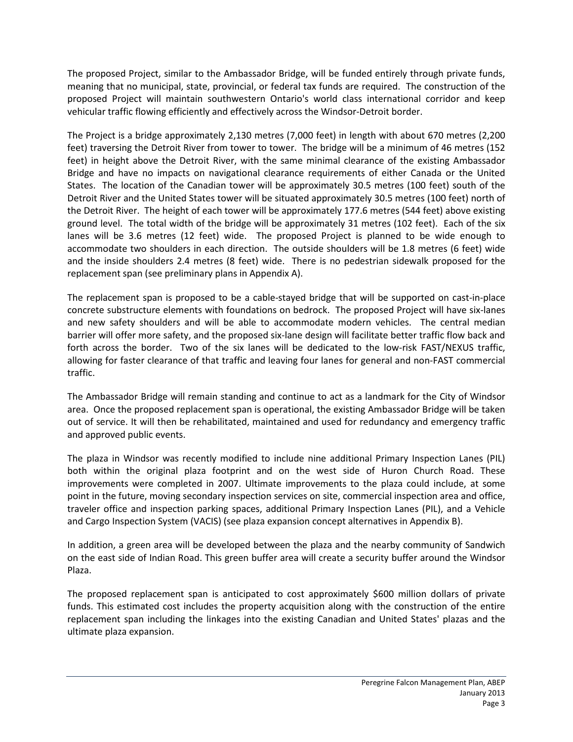The proposed Project, similar to the Ambassador Bridge, will be funded entirely through private funds, meaning that no municipal, state, provincial, or federal tax funds are required. The construction of the proposed Project will maintain southwestern Ontario's world class international corridor and keep vehicular traffic flowing efficiently and effectively across the Windsor-Detroit border.

The Project is a bridge approximately 2,130 metres (7,000 feet) in length with about 670 metres (2,200 feet) traversing the Detroit River from tower to tower. The bridge will be a minimum of 46 metres (152 feet) in height above the Detroit River, with the same minimal clearance of the existing Ambassador Bridge and have no impacts on navigational clearance requirements of either Canada or the United States. The location of the Canadian tower will be approximately 30.5 metres (100 feet) south of the Detroit River and the United States tower will be situated approximately 30.5 metres (100 feet) north of the Detroit River. The height of each tower will be approximately 177.6 metres (544 feet) above existing ground level. The total width of the bridge will be approximately 31 metres (102 feet). Each of the six lanes will be 3.6 metres (12 feet) wide. The proposed Project is planned to be wide enough to accommodate two shoulders in each direction. The outside shoulders will be 1.8 metres (6 feet) wide and the inside shoulders 2.4 metres (8 feet) wide. There is no pedestrian sidewalk proposed for the replacement span (see preliminary plans in Appendix A).

The replacement span is proposed to be a cable-stayed bridge that will be supported on cast-in-place concrete substructure elements with foundations on bedrock. The proposed Project will have six-lanes and new safety shoulders and will be able to accommodate modern vehicles. The central median barrier will offer more safety, and the proposed six-lane design will facilitate better traffic flow back and forth across the border. Two of the six lanes will be dedicated to the low-risk FAST/NEXUS traffic, allowing for faster clearance of that traffic and leaving four lanes for general and non-FAST commercial traffic.

The Ambassador Bridge will remain standing and continue to act as a landmark for the City of Windsor area. Once the proposed replacement span is operational, the existing Ambassador Bridge will be taken out of service. It will then be rehabilitated, maintained and used for redundancy and emergency traffic and approved public events.

The plaza in Windsor was recently modified to include nine additional Primary Inspection Lanes (PIL) both within the original plaza footprint and on the west side of Huron Church Road. These improvements were completed in 2007. Ultimate improvements to the plaza could include, at some point in the future, moving secondary inspection services on site, commercial inspection area and office, traveler office and inspection parking spaces, additional Primary Inspection Lanes (PIL), and a Vehicle and Cargo Inspection System (VACIS) (see plaza expansion concept alternatives in Appendix B).

In addition, a green area will be developed between the plaza and the nearby community of Sandwich on the east side of Indian Road. This green buffer area will create a security buffer around the Windsor Plaza.

The proposed replacement span is anticipated to cost approximately $600 million dollars of private funds. This estimated cost includes the property acquisition along with the construction of the entire replacement span including the linkages into the existing Canadian and United States' plazas and the ultimate plaza expansion.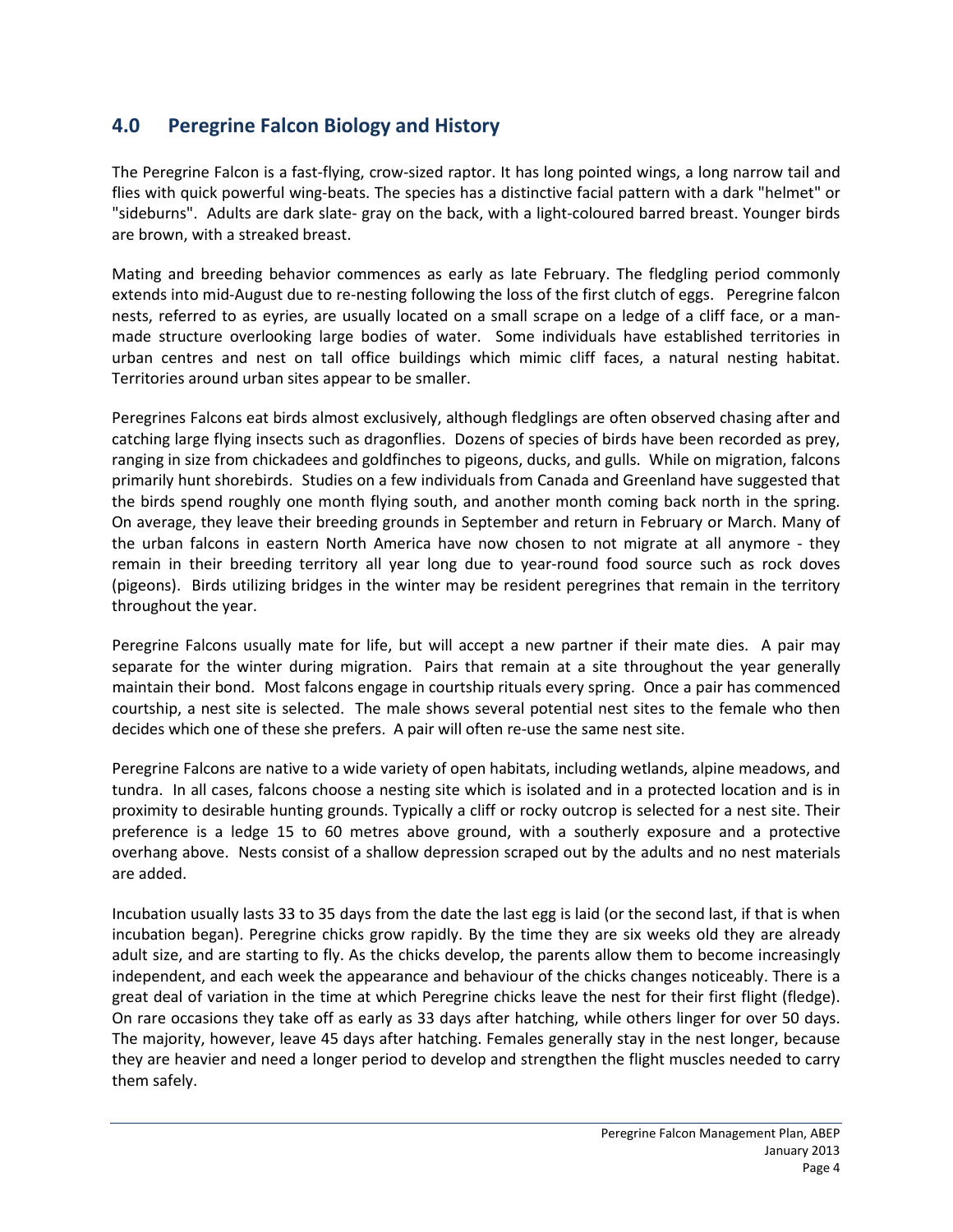## 4.0 Peregrine Falcon Biology and History

The Peregrine Falcon is a fast-flying, crow-sized raptor. It has long pointed wings, a long narrow tail and flies with quick powerful wing-beats. The species has a distinctive facial pattern with a dark "helmet" or "sideburns". Adults are dark slate- gray on the back, with a light-coloured barred breast. Younger birds are brown, with a streaked breast.

Mating and breeding behavior commences as early as late February. The fledgling period commonly extends into mid-August due to re-nesting following the loss of the first clutch of eggs. Peregrine falcon nests, referred to as eyries, are usually located on a small scrape on a ledge of a cliff face, or a man-made structure overlooking large bodies of water. Some individuals have established territories in urban centres and nest on tall office buildings which mimic cliff faces, a natural nesting habitat. Territories around urban sites appear to be smaller.

Peregrines Falcons eat birds almost exclusively, although fledglings are often observed chasing after and catching large flying insects such as dragonflies. Dozens of species of birds have been recorded as prey, ranging in size from chickadees and goldfinches to pigeons, ducks, and gulls. While on migration, falcons primarily hunt shorebirds. Studies on a few individuals from Canada and Greenland have suggested that the birds spend roughly one month flying south, and another month coming back north in the spring. On average, they leave their breeding grounds in September and return in February or March. Many of the urban falcons in eastern North America have now chosen to not migrate at all anymore - they remain in their breeding territory all year long due to year-round food source such as rock doves (pigeons). Birds utilizing bridges in the winter may be resident peregrines that remain in the territory throughout the year.

Peregrine Falcons usually mate for life, but will accept a new partner if their mate dies. A pair may separate for the winter during migration. Pairs that remain at a site throughout the year generally maintain their bond. Most falcons engage in courtship rituals every spring. Once a pair has commenced courtship, a nest site is selected. The male shows several potential nest sites to the female who then decides which one of these she prefers. A pair will often re-use the same nest site.

Peregrine Falcons are native to a wide variety of open habitats, including wetlands, alpine meadows, and tundra. In all cases, falcons choose a nesting site which is isolated and in a protected location and is in proximity to desirable hunting grounds. Typically a cliff or rocky outcrop is selected for a nest site. Their preference is a ledge 15 to 60 metres above ground, with a southerly exposure and a protective overhang above. Nests consist of a shallow depression scraped out by the adults and no nest materials are added.

Incubation usually lasts 33 to 35 days from the date the last egg is laid (or the second last, if that is when incubation began). Peregrine chicks grow rapidly. By the time they are six weeks old they are already adult size, and are starting to fly. As the chicks develop, the parents allow them to become increasingly independent, and each week the appearance and behaviour of the chicks changes noticeably. There is a great deal of variation in the time at which Peregrine chicks leave the nest for their first flight (fledge). On rare occasions they take off as early as 33 days after hatching, while others linger for over 50 days. The majority, however, leave 45 days after hatching. Females generally stay in the nest longer, because they are heavier and need a longer period to develop and strengthen the flight muscles needed to carry them safely.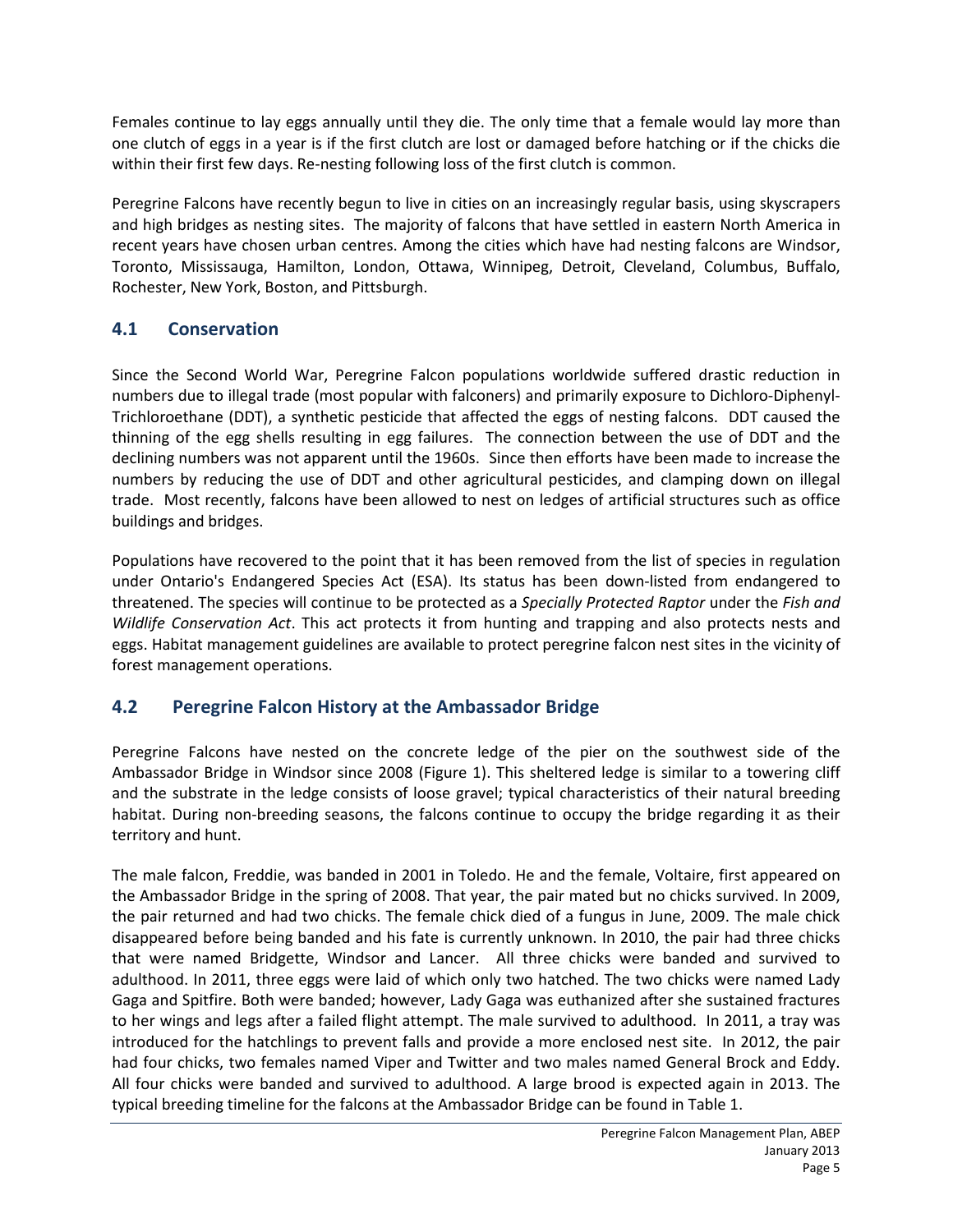Females continue to lay eggs annually until they die. The only time that a female would lay more than one clutch of eggs in a year is if the first clutch are lost or damaged before hatching or if the chicks die within their first few days. Re-nesting following loss of the first clutch is common.

Peregrine Falcons have recently begun to live in cities on an increasingly regular basis, using skyscrapers and high bridges as nesting sites. The majority of falcons that have settled in eastern North America in recent years have chosen urban centres. Among the cities which have had nesting falcons are Windsor, Toronto, Mississauga, Hamilton, London, Ottawa, Winnipeg, Detroit, Cleveland, Columbus, Buffalo, Rochester, New York, Boston, and Pittsburgh.

## 4.1 Conservation

Since the Second World War, Peregrine Falcon populations worldwide suffered drastic reduction in numbers due to illegal trade (most popular with falconers) and primarily exposure to Dichloro-Diphenyl-Trichloroethane (DDT), a synthetic pesticide that affected the eggs of nesting falcons. DDT caused the thinning of the egg shells resulting in egg failures. The connection between the use of DDT and the declining numbers was not apparent until the 1960s. Since then efforts have been made to increase the numbers by reducing the use of DDT and other agricultural pesticides, and clamping down on illegal trade. Most recently, falcons have been allowed to nest on ledges of artificial structures such as office buildings and bridges.

Populations have recovered to the point that it has been removed from the list of species in regulation under Ontario's Endangered Species Act (ESA). Its status has been down-listed from endangered to threatened. The species will continue to be protected as a *Specially Protected Raptor* under the *Fish and Wildlife Conservation Act*. This act protects it from hunting and trapping and also protects nests and eggs. Habitat management guidelines are available to protect peregrine falcon nest sites in the vicinity of forest management operations.

## 4.2 Peregrine Falcon History at the Ambassador Bridge

Peregrine Falcons have nested on the concrete ledge of the pier on the southwest side of the Ambassador Bridge in Windsor since 2008 (Figure 1). This sheltered ledge is similar to a towering cliff and the substrate in the ledge consists of loose gravel; typical characteristics of their natural breeding habitat. During non-breeding seasons, the falcons continue to occupy the bridge regarding it as their territory and hunt.

The male falcon, Freddie, was banded in 2001 in Toledo. He and the female, Voltaire, first appeared on the Ambassador Bridge in the spring of 2008. That year, the pair mated but no chicks survived. In 2009, the pair returned and had two chicks. The female chick died of a fungus in June, 2009. The male chick disappeared before being banded and his fate is currently unknown. In 2010, the pair had three chicks that were named Bridgette, Windsor and Lancer. All three chicks were banded and survived to adulthood. In 2011, three eggs were laid of which only two hatched. The two chicks were named Lady Gaga and Spitfire. Both were banded; however, Lady Gaga was euthanized after she sustained fractures to her wings and legs after a failed flight attempt. The male survived to adulthood. In 2011, a tray was introduced for the hatchlings to prevent falls and provide a more enclosed nest site. In 2012, the pair had four chicks, two females named Viper and Twitter and two males named General Brock and Eddy. All four chicks were banded and survived to adulthood. A large brood is expected again in 2013. The typical breeding timeline for the falcons at the Ambassador Bridge can be found in Table 1.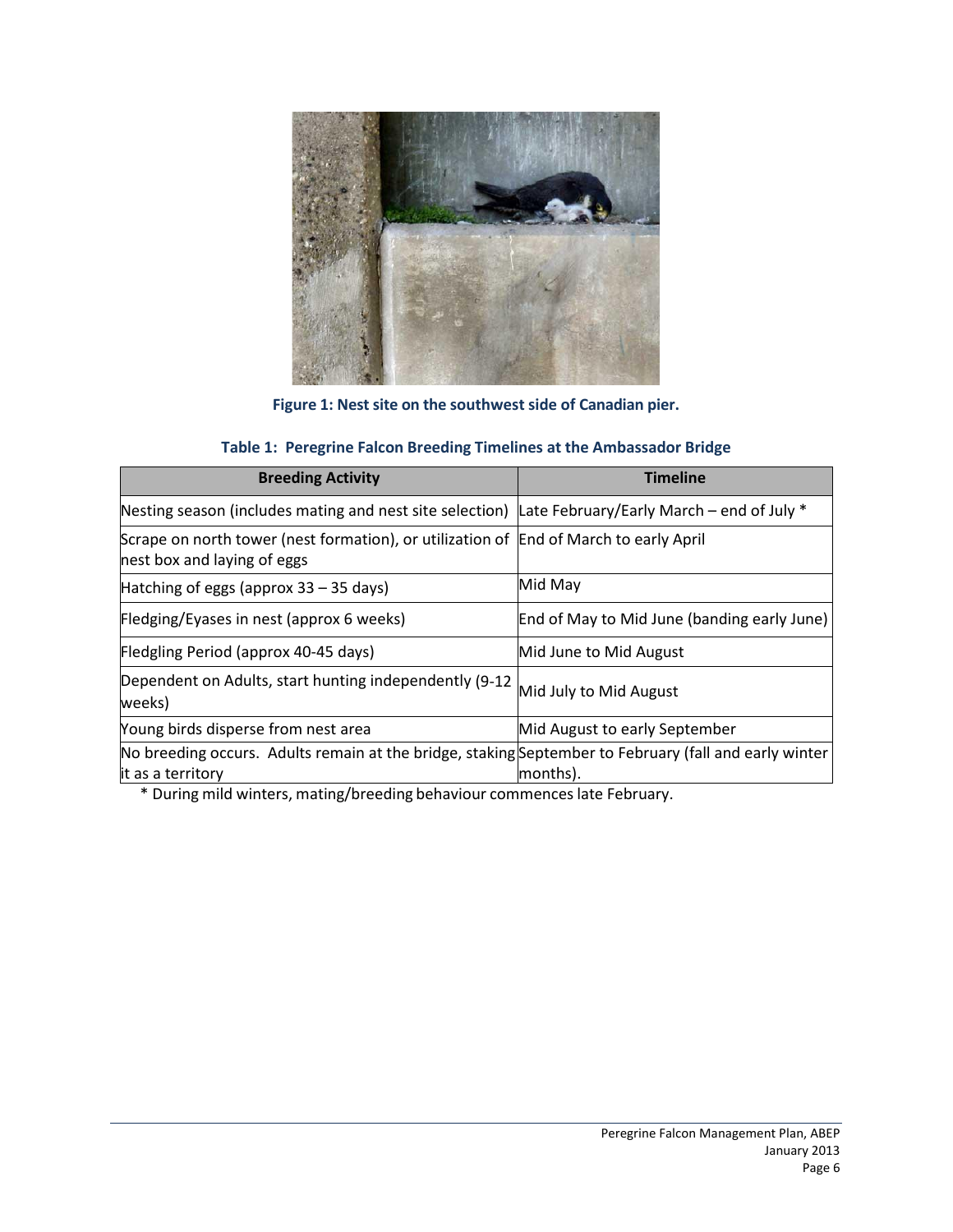**Figure 1: Nest site on the southwest side of Canadian pier.**

**Table 1: Peregrine Falcon Breeding Timelines at the Ambassador Bridge**

| Breeding Activity | Timeline |
|---|---|
| Nesting season (includes mating and nest site selection) | Late February/Early March – end of July * |
| Scrape on north tower (nest formation), or utilization of nest box and laying of eggs | End of March to early April |
| Hatching of eggs (approx 33 – 35 days) | Mid May |
| Fledging/Eyases in nest (approx 6 weeks) | End of May to Mid June (banding early June) |
| Fledgling Period (approx 40-45 days) | Mid June to Mid August |
| Dependent on Adults, start hunting independently (9-12 weeks) | Mid July to Mid August |
| Young birds disperse from nest area | Mid August to early September |
| No breeding occurs. Adults remain at the bridge, staking it as a territory | September to February (fall and early winter months). |

\* During mild winters, mating/breeding behaviour commences late February.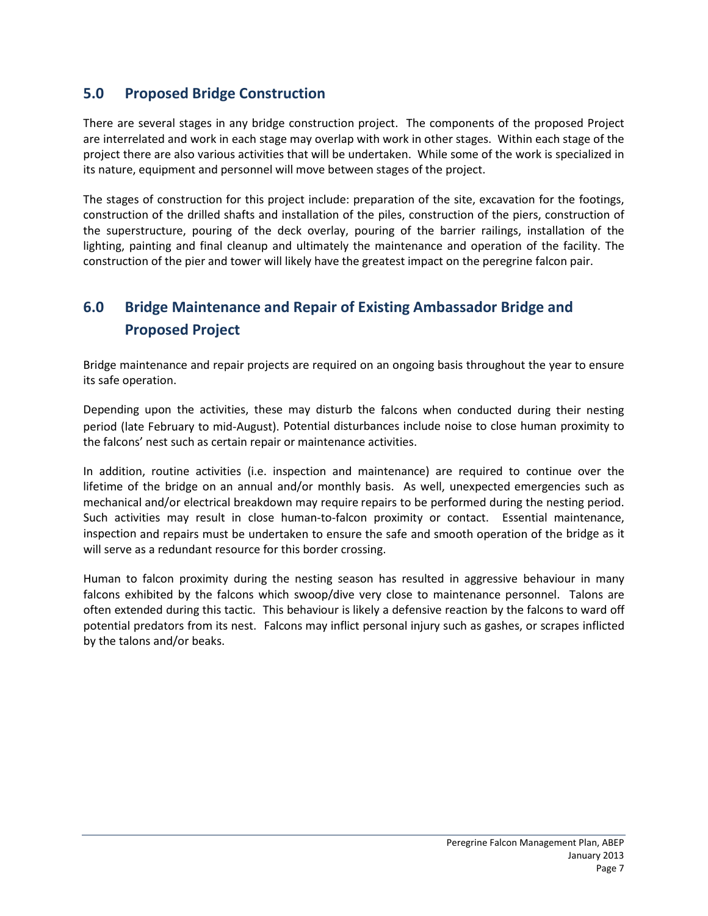## 5.0 Proposed Bridge Construction

There are several stages in any bridge construction project. The components of the proposed Project are interrelated and work in each stage may overlap with work in other stages. Within each stage of the project there are also various activities that will be undertaken. While some of the work is specialized in its nature, equipment and personnel will move between stages of the project.

The stages of construction for this project include: preparation of the site, excavation for the footings, construction of the drilled shafts and installation of the piles, construction of the piers, construction of the superstructure, pouring of the deck overlay, pouring of the barrier railings, installation of the lighting, painting and final cleanup and ultimately the maintenance and operation of the facility. The construction of the pier and tower will likely have the greatest impact on the peregrine falcon pair.

## 6.0 Bridge Maintenance and Repair of Existing Ambassador Bridge and Proposed Project

Bridge maintenance and repair projects are required on an ongoing basis throughout the year to ensure its safe operation.

Depending upon the activities, these may disturb the falcons when conducted during their nesting period (late February to mid-August). Potential disturbances include noise to close human proximity to the falcons' nest such as certain repair or maintenance activities.

In addition, routine activities (i.e. inspection and maintenance) are required to continue over the lifetime of the bridge on an annual and/or monthly basis. As well, unexpected emergencies such as mechanical and/or electrical breakdown may require repairs to be performed during the nesting period. Such activities may result in close human-to-falcon proximity or contact. Essential maintenance, inspection and repairs must be undertaken to ensure the safe and smooth operation of the bridge as it will serve as a redundant resource for this border crossing.

Human to falcon proximity during the nesting season has resulted in aggressive behaviour in many falcons exhibited by the falcons which swoop/dive very close to maintenance personnel. Talons are often extended during this tactic. This behaviour is likely a defensive reaction by the falcons to ward off potential predators from its nest. Falcons may inflict personal injury such as gashes, or scrapes inflicted by the talons and/or beaks.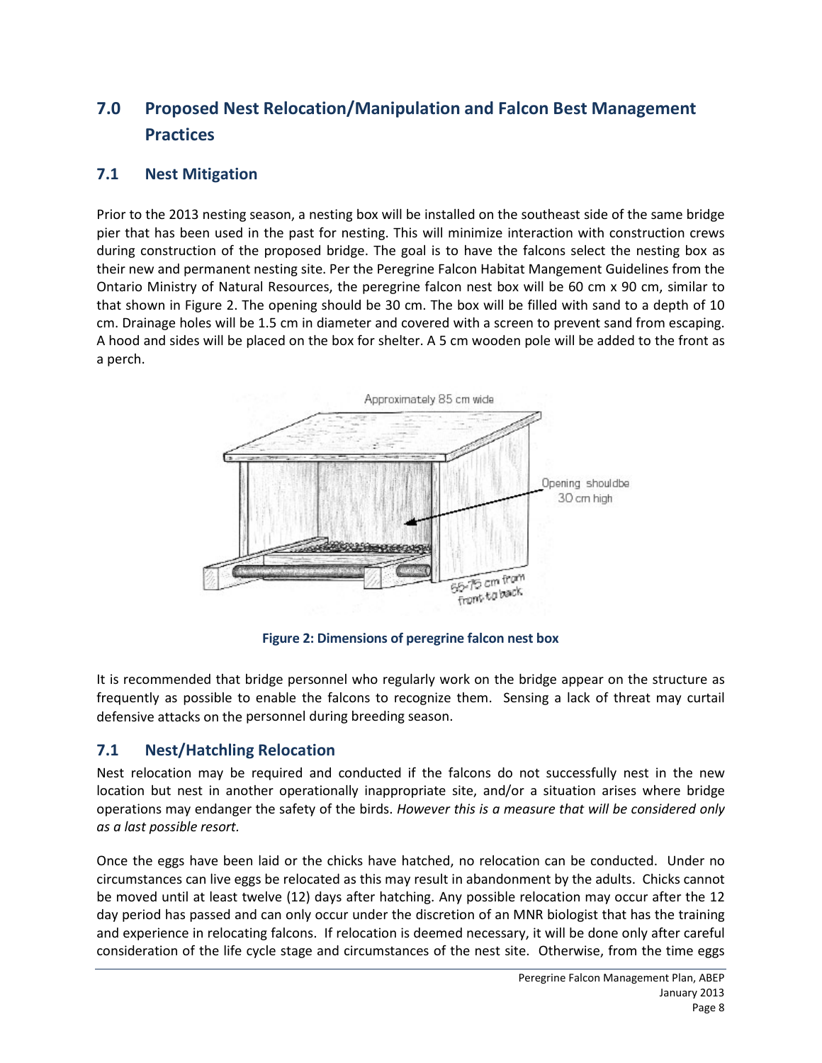## 7.0 Proposed Nest Relocation/Manipulation and Falcon Best Management Practices

### 7.1 Nest Mitigation

Prior to the 2013 nesting season, a nesting box will be installed on the southeast side of the same bridge pier that has been used in the past for nesting. This will minimize interaction with construction crews during construction of the proposed bridge. The goal is to have the falcons select the nesting box as their new and permanent nesting site. Per the Peregrine Falcon Habitat Mangement Guidelines from the Ontario Ministry of Natural Resources, the peregrine falcon nest box will be 60 cm x 90 cm, similar to that shown in Figure 2. The opening should be 30 cm. The box will be filled with sand to a depth of 10 cm. Drainage holes will be 1.5 cm in diameter and covered with a screen to prevent sand from escaping. A hood and sides will be placed on the box for shelter. A 5 cm wooden pole will be added to the front as a perch.

Approximately 85 cm wide

Opening shouldbe 30 cm high

55-75 cm from front-to-back

**Figure 2: Dimensions of peregrine falcon nest box**

It is recommended that bridge personnel who regularly work on the bridge appear on the structure as frequently as possible to enable the falcons to recognize them. Sensing a lack of threat may curtail defensive attacks on the personnel during breeding season.

### 7.1 Nest/Hatchling Relocation

Nest relocation may be required and conducted if the falcons do not successfully nest in the new location but nest in another operationally inappropriate site, and/or a situation arises where bridge operations may endanger the safety of the birds. *However this is a measure that will be considered only as a last possible resort.*

Once the eggs have been laid or the chicks have hatched, no relocation can be conducted. Under no circumstances can live eggs be relocated as this may result in abandonment by the adults. Chicks cannot be moved until at least twelve (12) days after hatching. Any possible relocation may occur after the 12 day period has passed and can only occur under the discretion of an MNR biologist that has the training and experience in relocating falcons. If relocation is deemed necessary, it will be done only after careful consideration of the life cycle stage and circumstances of the nest site. Otherwise, from the time eggs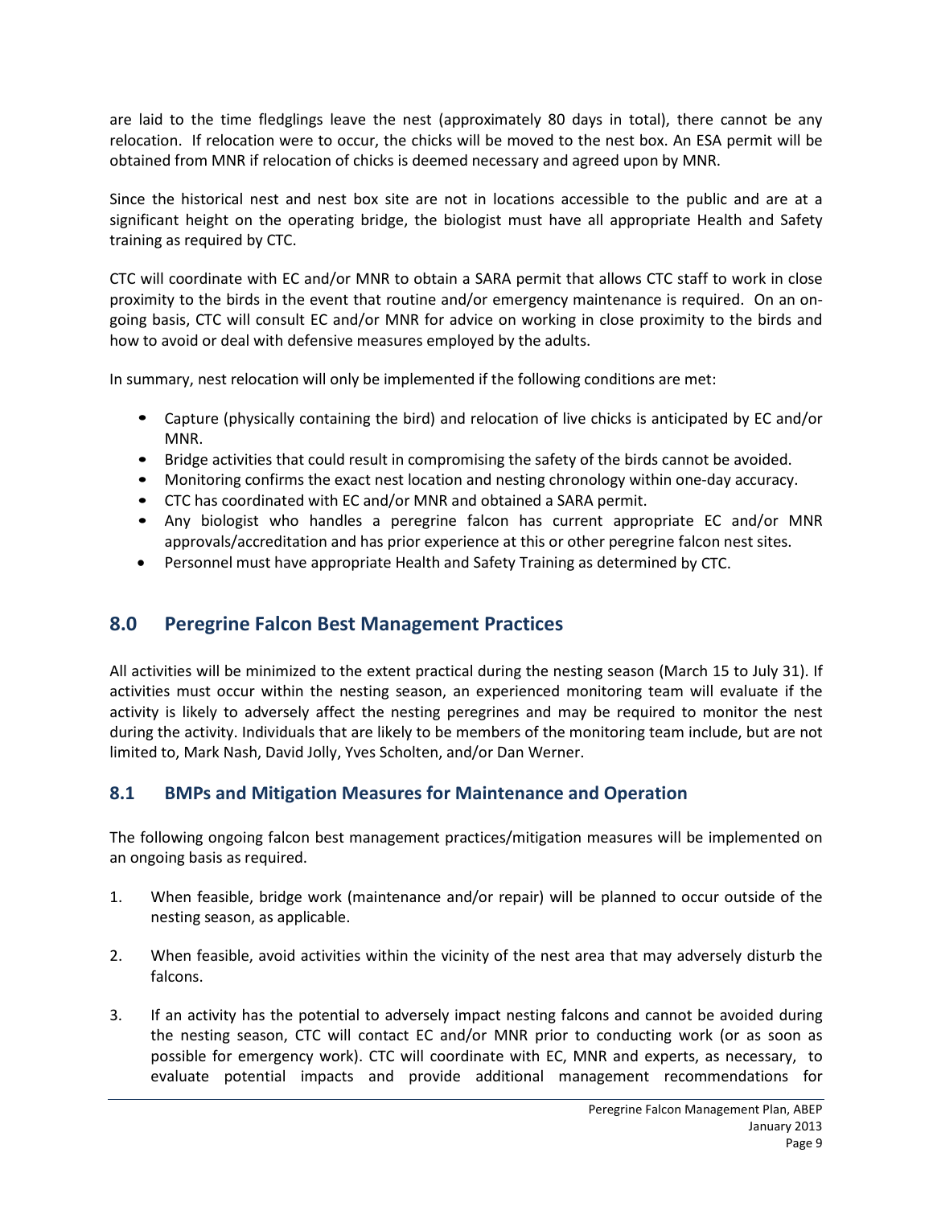are laid to the time fledglings leave the nest (approximately 80 days in total), there cannot be any relocation. If relocation were to occur, the chicks will be moved to the nest box. An ESA permit will be obtained from MNR if relocation of chicks is deemed necessary and agreed upon by MNR.

Since the historical nest and nest box site are not in locations accessible to the public and are at a significant height on the operating bridge, the biologist must have all appropriate Health and Safety training as required by CTC.

CTC will coordinate with EC and/or MNR to obtain a SARA permit that allows CTC staff to work in close proximity to the birds in the event that routine and/or emergency maintenance is required. On an on-going basis, CTC will consult EC and/or MNR for advice on working in close proximity to the birds and how to avoid or deal with defensive measures employed by the adults.

In summary, nest relocation will only be implemented if the following conditions are met:

- Capture (physically containing the bird) and relocation of live chicks is anticipated by EC and/or MNR.
- Bridge activities that could result in compromising the safety of the birds cannot be avoided.
- Monitoring confirms the exact nest location and nesting chronology within one-day accuracy.
- CTC has coordinated with EC and/or MNR and obtained a SARA permit.
- Any biologist who handles a peregrine falcon has current appropriate EC and/or MNR approvals/accreditation and has prior experience at this or other peregrine falcon nest sites.
- Personnel must have appropriate Health and Safety Training as determined by CTC.

## 8.0 Peregrine Falcon Best Management Practices

All activities will be minimized to the extent practical during the nesting season (March 15 to July 31). If activities must occur within the nesting season, an experienced monitoring team will evaluate if the activity is likely to adversely affect the nesting peregrines and may be required to monitor the nest during the activity. Individuals that are likely to be members of the monitoring team include, but are not limited to, Mark Nash, David Jolly, Yves Scholten, and/or Dan Werner.

### 8.1 BMPs and Mitigation Measures for Maintenance and Operation

The following ongoing falcon best management practices/mitigation measures will be implemented on an ongoing basis as required.

1. When feasible, bridge work (maintenance and/or repair) will be planned to occur outside of the nesting season, as applicable.

2. When feasible, avoid activities within the vicinity of the nest area that may adversely disturb the falcons.

3. If an activity has the potential to adversely impact nesting falcons and cannot be avoided during the nesting season, CTC will contact EC and/or MNR prior to conducting work (or as soon as possible for emergency work). CTC will coordinate with EC, MNR and experts, as necessary, to evaluate potential impacts and provide additional management recommendations for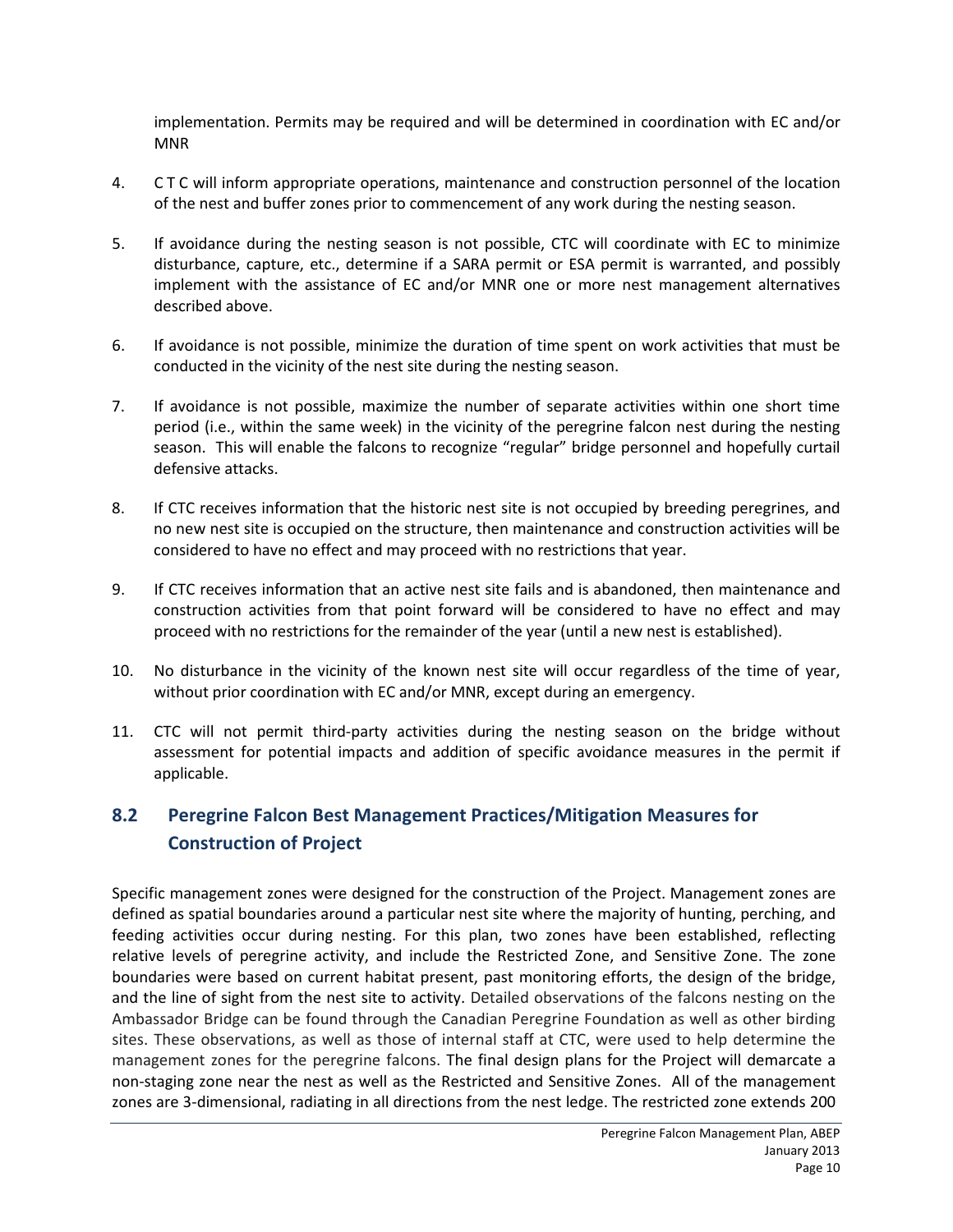implementation. Permits may be required and will be determined in coordination with EC and/or MNR

4. C T C will inform appropriate operations, maintenance and construction personnel of the location of the nest and buffer zones prior to commencement of any work during the nesting season.

5. If avoidance during the nesting season is not possible, CTC will coordinate with EC to minimize disturbance, capture, etc., determine if a SARA permit or ESA permit is warranted, and possibly implement with the assistance of EC and/or MNR one or more nest management alternatives described above.

6. If avoidance is not possible, minimize the duration of time spent on work activities that must be conducted in the vicinity of the nest site during the nesting season.

7. If avoidance is not possible, maximize the number of separate activities within one short time period (i.e., within the same week) in the vicinity of the peregrine falcon nest during the nesting season. This will enable the falcons to recognize "regular" bridge personnel and hopefully curtail defensive attacks.

8. If CTC receives information that the historic nest site is not occupied by breeding peregrines, and no new nest site is occupied on the structure, then maintenance and construction activities will be considered to have no effect and may proceed with no restrictions that year.

9. If CTC receives information that an active nest site fails and is abandoned, then maintenance and construction activities from that point forward will be considered to have no effect and may proceed with no restrictions for the remainder of the year (until a new nest is established).

10. No disturbance in the vicinity of the known nest site will occur regardless of the time of year, without prior coordination with EC and/or MNR, except during an emergency.

11. CTC will not permit third-party activities during the nesting season on the bridge without assessment for potential impacts and addition of specific avoidance measures in the permit if applicable.

## 8.2 Peregrine Falcon Best Management Practices/Mitigation Measures for Construction of Project

Specific management zones were designed for the construction of the Project. Management zones are defined as spatial boundaries around a particular nest site where the majority of hunting, perching, and feeding activities occur during nesting. For this plan, two zones have been established, reflecting relative levels of peregrine activity, and include the Restricted Zone, and Sensitive Zone. The zone boundaries were based on current habitat present, past monitoring efforts, the design of the bridge, and the line of sight from the nest site to activity. Detailed observations of the falcons nesting on the Ambassador Bridge can be found through the Canadian Peregrine Foundation as well as other birding sites. These observations, as well as those of internal staff at CTC, were used to help determine the management zones for the peregrine falcons. The final design plans for the Project will demarcate a non-staging zone near the nest as well as the Restricted and Sensitive Zones. All of the management zones are 3-dimensional, radiating in all directions from the nest ledge. The restricted zone extends 200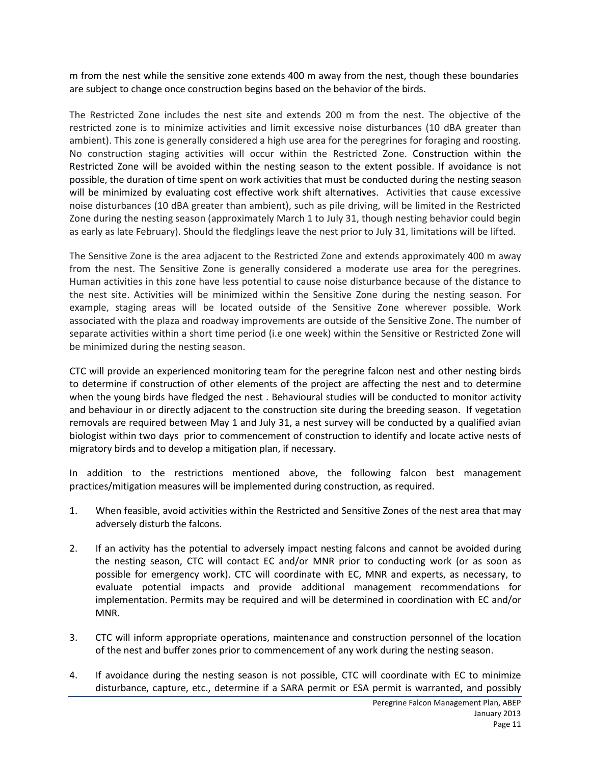m from the nest while the sensitive zone extends 400 m away from the nest, though these boundaries are subject to change once construction begins based on the behavior of the birds.

The Restricted Zone includes the nest site and extends 200 m from the nest. The objective of the restricted zone is to minimize activities and limit excessive noise disturbances (10 dBA greater than ambient). This zone is generally considered a high use area for the peregrines for foraging and roosting. No construction staging activities will occur within the Restricted Zone. Construction within the Restricted Zone will be avoided within the nesting season to the extent possible. If avoidance is not possible, the duration of time spent on work activities that must be conducted during the nesting season will be minimized by evaluating cost effective work shift alternatives. Activities that cause excessive noise disturbances (10 dBA greater than ambient), such as pile driving, will be limited in the Restricted Zone during the nesting season (approximately March 1 to July 31, though nesting behavior could begin as early as late February). Should the fledglings leave the nest prior to July 31, limitations will be lifted.

The Sensitive Zone is the area adjacent to the Restricted Zone and extends approximately 400 m away from the nest. The Sensitive Zone is generally considered a moderate use area for the peregrines. Human activities in this zone have less potential to cause noise disturbance because of the distance to the nest site. Activities will be minimized within the Sensitive Zone during the nesting season. For example, staging areas will be located outside of the Sensitive Zone wherever possible. Work associated with the plaza and roadway improvements are outside of the Sensitive Zone. The number of separate activities within a short time period (i.e one week) within the Sensitive or Restricted Zone will be minimized during the nesting season.

CTC will provide an experienced monitoring team for the peregrine falcon nest and other nesting birds to determine if construction of other elements of the project are affecting the nest and to determine when the young birds have fledged the nest . Behavioural studies will be conducted to monitor activity and behaviour in or directly adjacent to the construction site during the breeding season. If vegetation removals are required between May 1 and July 31, a nest survey will be conducted by a qualified avian biologist within two days prior to commencement of construction to identify and locate active nests of migratory birds and to develop a mitigation plan, if necessary.

In addition to the restrictions mentioned above, the following falcon best management practices/mitigation measures will be implemented during construction, as required.

1. When feasible, avoid activities within the Restricted and Sensitive Zones of the nest area that may adversely disturb the falcons.

2. If an activity has the potential to adversely impact nesting falcons and cannot be avoided during the nesting season, CTC will contact EC and/or MNR prior to conducting work (or as soon as possible for emergency work). CTC will coordinate with EC, MNR and experts, as necessary, to evaluate potential impacts and provide additional management recommendations for implementation. Permits may be required and will be determined in coordination with EC and/or MNR.

3. CTC will inform appropriate operations, maintenance and construction personnel of the location of the nest and buffer zones prior to commencement of any work during the nesting season.

4. If avoidance during the nesting season is not possible, CTC will coordinate with EC to minimize disturbance, capture, etc., determine if a SARA permit or ESA permit is warranted, and possibly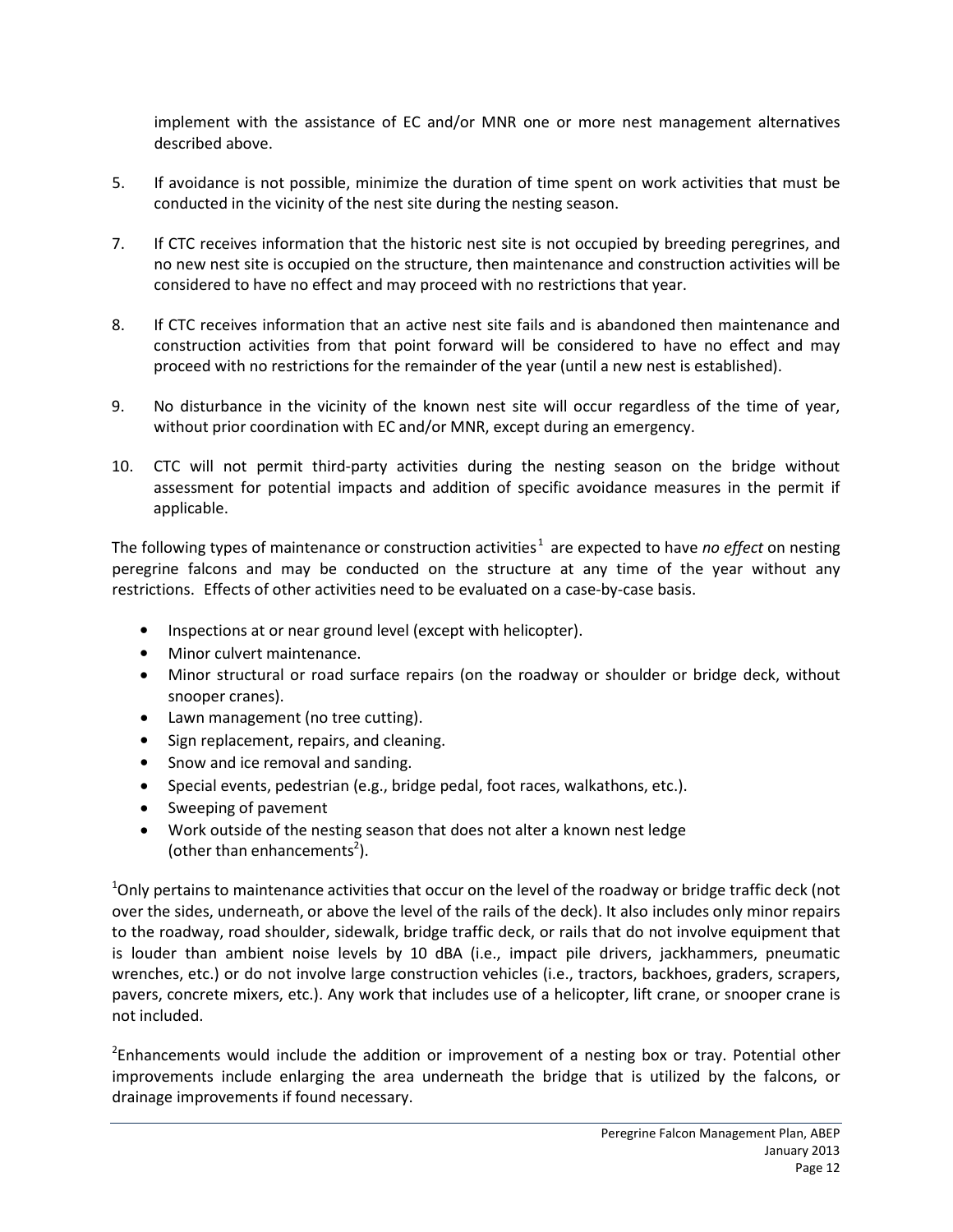implement with the assistance of EC and/or MNR one or more nest management alternatives described above.

5. If avoidance is not possible, minimize the duration of time spent on work activities that must be conducted in the vicinity of the nest site during the nesting season.

7. If CTC receives information that the historic nest site is not occupied by breeding peregrines, and no new nest site is occupied on the structure, then maintenance and construction activities will be considered to have no effect and may proceed with no restrictions that year.

8. If CTC receives information that an active nest site fails and is abandoned then maintenance and construction activities from that point forward will be considered to have no effect and may proceed with no restrictions for the remainder of the year (until a new nest is established).

9. No disturbance in the vicinity of the known nest site will occur regardless of the time of year, without prior coordination with EC and/or MNR, except during an emergency.

10. CTC will not permit third-party activities during the nesting season on the bridge without assessment for potential impacts and addition of specific avoidance measures in the permit if applicable.

The following types of maintenance or construction activities[1] are expected to have *no effect* on nesting peregrine falcons and may be conducted on the structure at any time of the year without any restrictions. Effects of other activities need to be evaluated on a case-by-case basis.

- Inspections at or near ground level (except with helicopter).
- Minor culvert maintenance.
- Minor structural or road surface repairs (on the roadway or shoulder or bridge deck, without snooper cranes).
- Lawn management (no tree cutting).
- Sign replacement, repairs, and cleaning.
- Snow and ice removal and sanding.
- Special events, pedestrian (e.g., bridge pedal, foot races, walkathons, etc.).
- Sweeping of pavement
- Work outside of the nesting season that does not alter a known nest ledge (other than enhancements[2]).

[1]Only pertains to maintenance activities that occur on the level of the roadway or bridge traffic deck (not over the sides, underneath, or above the level of the rails of the deck). It also includes only minor repairs to the roadway, road shoulder, sidewalk, bridge traffic deck, or rails that do not involve equipment that is louder than ambient noise levels by 10 dBA (i.e., impact pile drivers, jackhammers, pneumatic wrenches, etc.) or do not involve large construction vehicles (i.e., tractors, backhoes, graders, scrapers, pavers, concrete mixers, etc.). Any work that includes use of a helicopter, lift crane, or snooper crane is not included.

[2]Enhancements would include the addition or improvement of a nesting box or tray. Potential other improvements include enlarging the area underneath the bridge that is utilized by the falcons, or drainage improvements if found necessary.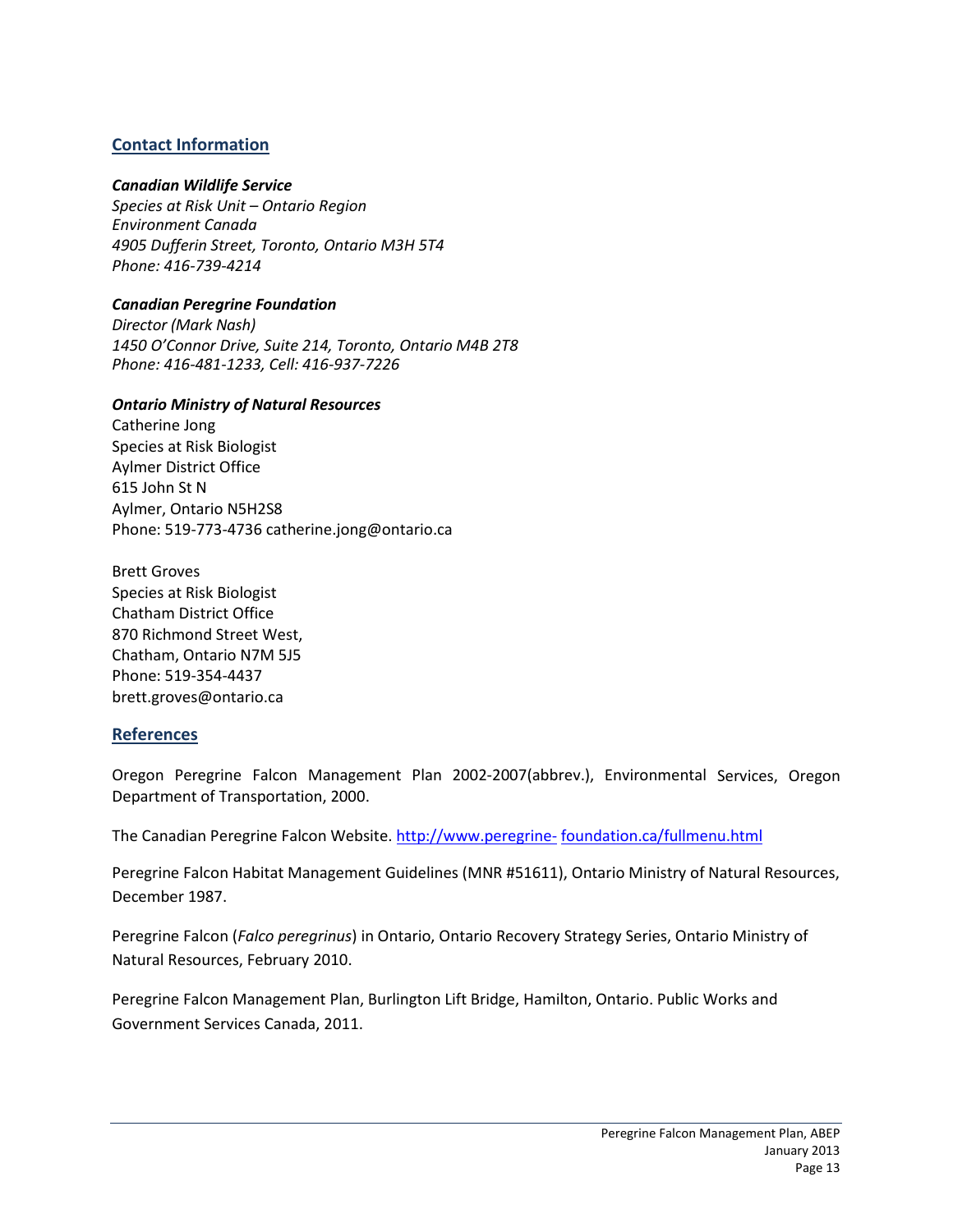## Contact Information

***Canadian Wildlife Service***
*Species at Risk Unit – Ontario Region*
*Environment Canada*
*4905 Dufferin Street, Toronto, Ontario M3H 5T4*
*Phone: 416-739-4214*

***Canadian Peregrine Foundation***
*Director (Mark Nash)*
*1450 O'Connor Drive, Suite 214, Toronto, Ontario M4B 2T8*
*Phone: 416-481-1233, Cell: 416-937-7226*

***Ontario Ministry of Natural Resources***
Catherine Jong
Species at Risk Biologist
Aylmer District Office
615 John St N
Aylmer, Ontario N5H2S8
Phone: 519-773-4736 catherine.jong@ontario.ca

Brett Groves
Species at Risk Biologist
Chatham District Office
870 Richmond Street West,
Chatham, Ontario N7M 5J5
Phone: 519-354-4437
brett.groves@ontario.ca

## References

Oregon Peregrine Falcon Management Plan 2002-2007(abbrev.), Environmental Services, Oregon Department of Transportation, 2000.

The Canadian Peregrine Falcon Website. http://www.peregrine- foundation.ca/fullmenu.html

Peregrine Falcon Habitat Management Guidelines (MNR #51611), Ontario Ministry of Natural Resources, December 1987.

Peregrine Falcon (*Falco peregrinus*) in Ontario, Ontario Recovery Strategy Series, Ontario Ministry of Natural Resources, February 2010.

Peregrine Falcon Management Plan, Burlington Lift Bridge, Hamilton, Ontario. Public Works and Government Services Canada, 2011.